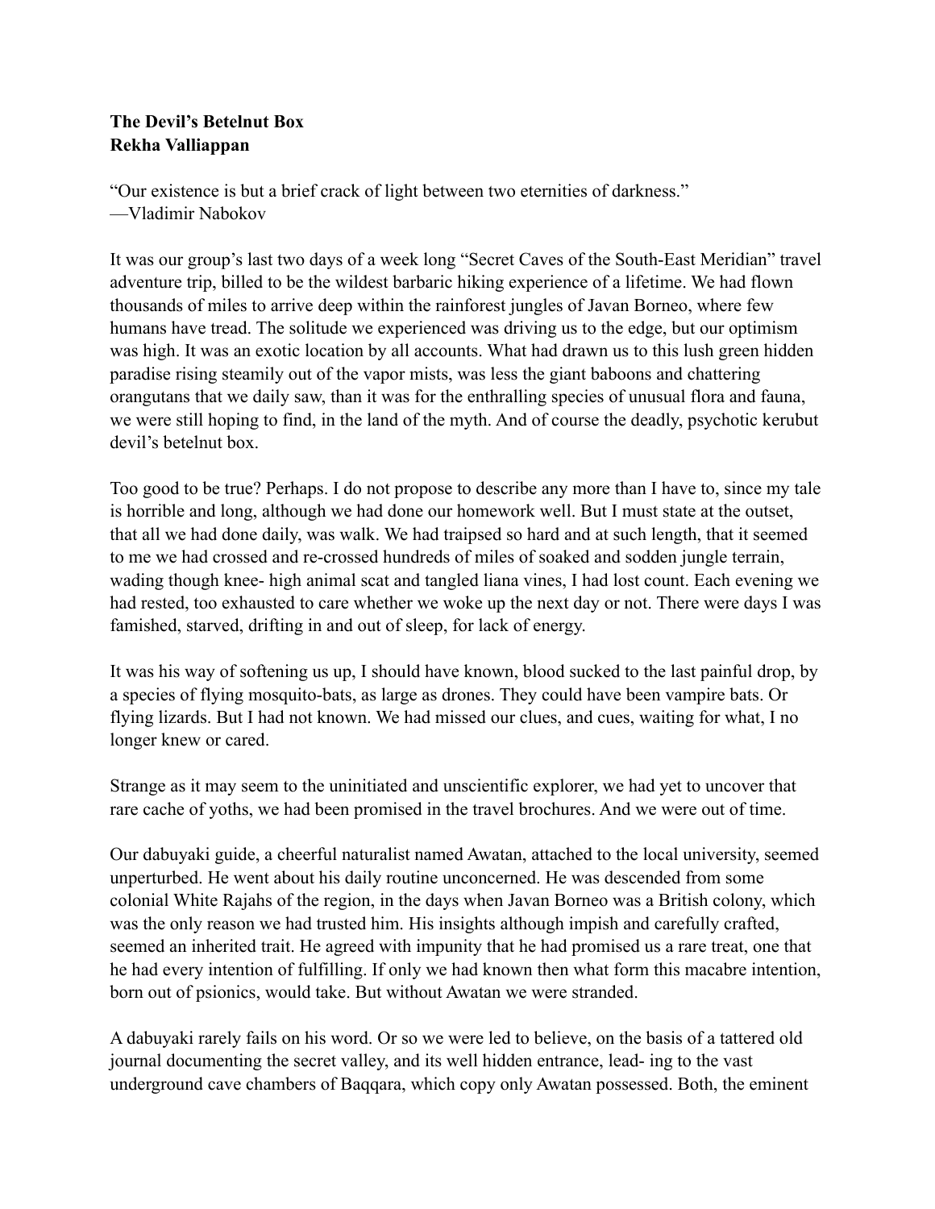**The Devil's Betelnut Box**
**Rekha Valliappan**

"Our existence is but a brief crack of light between two eternities of darkness."
—Vladimir Nabokov

It was our group's last two days of a week long "Secret Caves of the South-East Meridian" travel adventure trip, billed to be the wildest barbaric hiking experience of a lifetime. We had flown thousands of miles to arrive deep within the rainforest jungles of Javan Borneo, where few humans have tread. The solitude we experienced was driving us to the edge, but our optimism was high. It was an exotic location by all accounts. What had drawn us to this lush green hidden paradise rising steamily out of the vapor mists, was less the giant baboons and chattering orangutans that we daily saw, than it was for the enthralling species of unusual flora and fauna, we were still hoping to find, in the land of the myth. And of course the deadly, psychotic kerubut devil's betelnut box.

Too good to be true? Perhaps. I do not propose to describe any more than I have to, since my tale is horrible and long, although we had done our homework well. But I must state at the outset, that all we had done daily, was walk. We had traipsed so hard and at such length, that it seemed to me we had crossed and re-crossed hundreds of miles of soaked and sodden jungle terrain, wading though knee- high animal scat and tangled liana vines, I had lost count. Each evening we had rested, too exhausted to care whether we woke up the next day or not. There were days I was famished, starved, drifting in and out of sleep, for lack of energy.

It was his way of softening us up, I should have known, blood sucked to the last painful drop, by a species of flying mosquito-bats, as large as drones. They could have been vampire bats. Or flying lizards. But I had not known. We had missed our clues, and cues, waiting for what, I no longer knew or cared.

Strange as it may seem to the uninitiated and unscientific explorer, we had yet to uncover that rare cache of yoths, we had been promised in the travel brochures. And we were out of time.

Our dabuyaki guide, a cheerful naturalist named Awatan, attached to the local university, seemed unperturbed. He went about his daily routine unconcerned. He was descended from some colonial White Rajahs of the region, in the days when Javan Borneo was a British colony, which was the only reason we had trusted him. His insights although impish and carefully crafted, seemed an inherited trait. He agreed with impunity that he had promised us a rare treat, one that he had every intention of fulfilling. If only we had known then what form this macabre intention, born out of psionics, would take. But without Awatan we were stranded.

A dabuyaki rarely fails on his word. Or so we were led to believe, on the basis of a tattered old journal documenting the secret valley, and its well hidden entrance, lead- ing to the vast underground cave chambers of Baqqara, which copy only Awatan possessed. Both, the eminent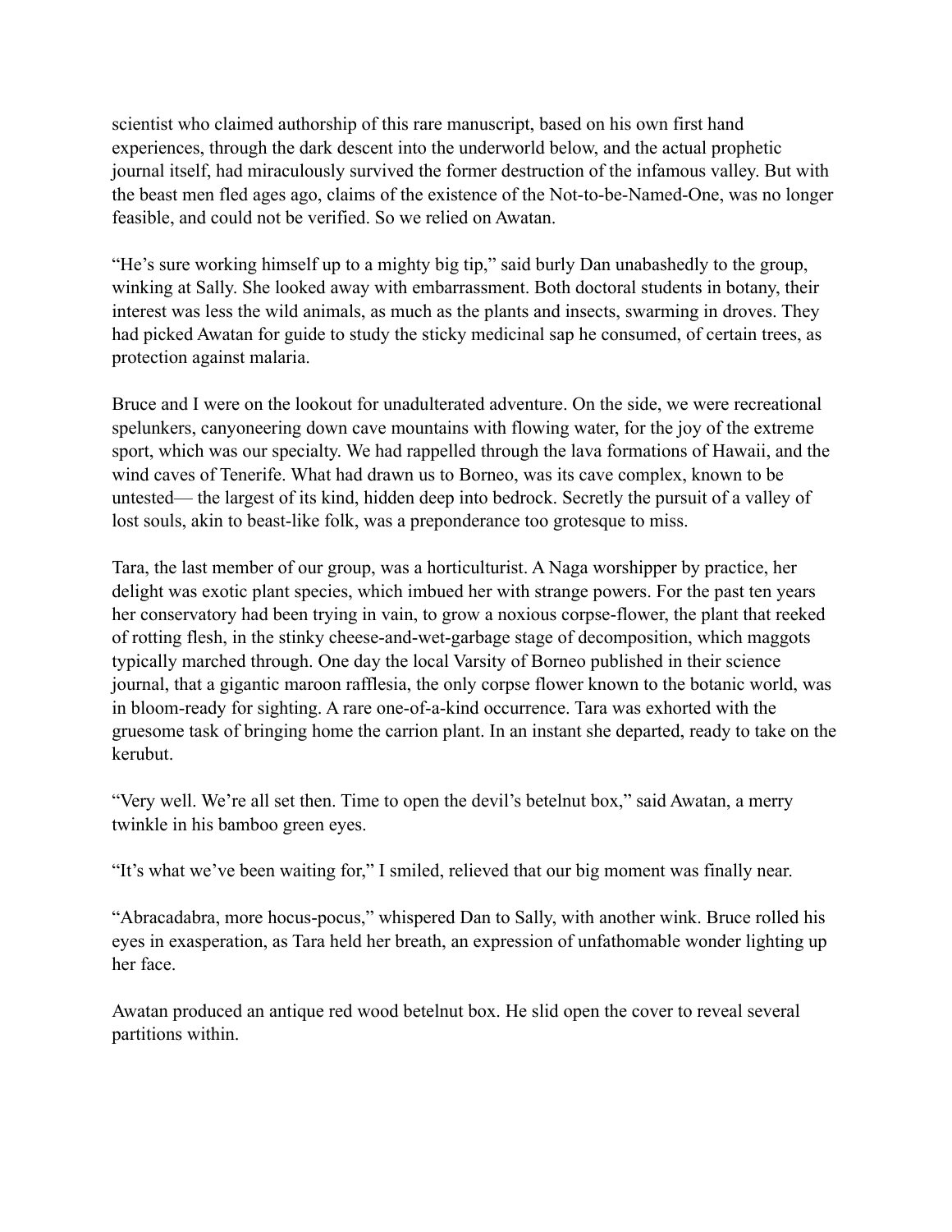scientist who claimed authorship of this rare manuscript, based on his own first hand experiences, through the dark descent into the underworld below, and the actual prophetic journal itself, had miraculously survived the former destruction of the infamous valley. But with the beast men fled ages ago, claims of the existence of the Not-to-be-Named-One, was no longer feasible, and could not be verified. So we relied on Awatan.

"He's sure working himself up to a mighty big tip," said burly Dan unabashedly to the group, winking at Sally. She looked away with embarrassment. Both doctoral students in botany, their interest was less the wild animals, as much as the plants and insects, swarming in droves. They had picked Awatan for guide to study the sticky medicinal sap he consumed, of certain trees, as protection against malaria.

Bruce and I were on the lookout for unadulterated adventure. On the side, we were recreational spelunkers, canyoneering down cave mountains with flowing water, for the joy of the extreme sport, which was our specialty. We had rappelled through the lava formations of Hawaii, and the wind caves of Tenerife. What had drawn us to Borneo, was its cave complex, known to be untested— the largest of its kind, hidden deep into bedrock. Secretly the pursuit of a valley of lost souls, akin to beast-like folk, was a preponderance too grotesque to miss.

Tara, the last member of our group, was a horticulturist. A Naga worshipper by practice, her delight was exotic plant species, which imbued her with strange powers. For the past ten years her conservatory had been trying in vain, to grow a noxious corpse-flower, the plant that reeked of rotting flesh, in the stinky cheese-and-wet-garbage stage of decomposition, which maggots typically marched through. One day the local Varsity of Borneo published in their science journal, that a gigantic maroon rafflesia, the only corpse flower known to the botanic world, was in bloom-ready for sighting. A rare one-of-a-kind occurrence. Tara was exhorted with the gruesome task of bringing home the carrion plant. In an instant she departed, ready to take on the kerubut.

"Very well. We're all set then. Time to open the devil's betelnut box," said Awatan, a merry twinkle in his bamboo green eyes.

"It's what we've been waiting for," I smiled, relieved that our big moment was finally near.

"Abracadabra, more hocus-pocus," whispered Dan to Sally, with another wink. Bruce rolled his eyes in exasperation, as Tara held her breath, an expression of unfathomable wonder lighting up her face.

Awatan produced an antique red wood betelnut box. He slid open the cover to reveal several partitions within.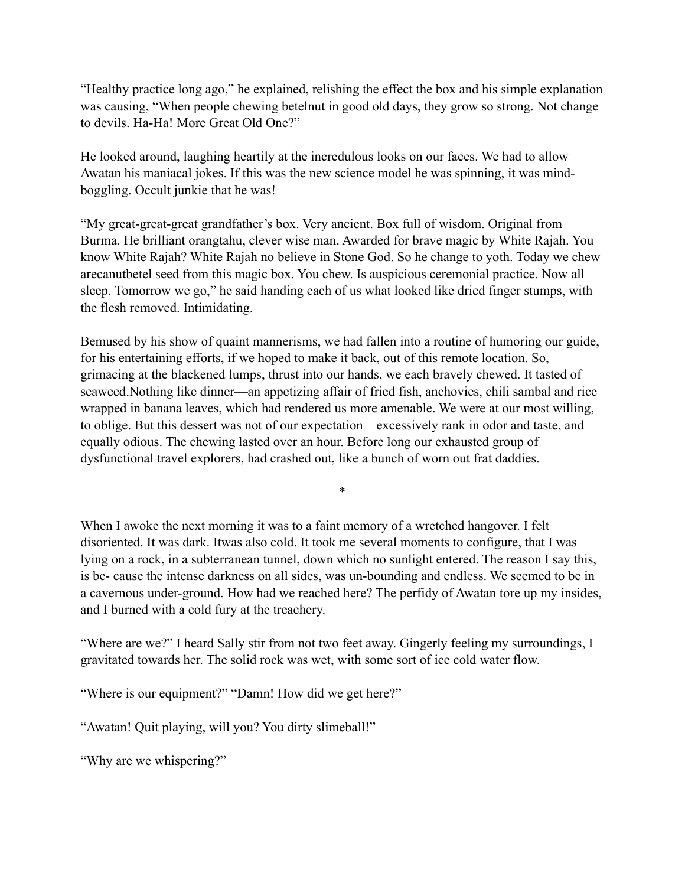"Healthy practice long ago," he explained, relishing the effect the box and his simple explanation was causing, "When people chewing betelnut in good old days, they grow so strong. Not change to devils. Ha-Ha! More Great Old One?"

He looked around, laughing heartily at the incredulous looks on our faces. We had to allow Awatan his maniacal jokes. If this was the new science model he was spinning, it was mind-boggling. Occult junkie that he was!

"My great-great-great grandfather's box. Very ancient. Box full of wisdom. Original from Burma. He brilliant orangtahu, clever wise man. Awarded for brave magic by White Rajah. You know White Rajah? White Rajah no believe in Stone God. So he change to yoth. Today we chew arecanutbetel seed from this magic box. You chew. Is auspicious ceremonial practice. Now all sleep. Tomorrow we go," he said handing each of us what looked like dried finger stumps, with the flesh removed. Intimidating.

Bemused by his show of quaint mannerisms, we had fallen into a routine of humoring our guide, for his entertaining efforts, if we hoped to make it back, out of this remote location. So, grimacing at the blackened lumps, thrust into our hands, we each bravely chewed. It tasted of seaweed.Nothing like dinner—an appetizing affair of fried fish, anchovies, chili sambal and rice wrapped in banana leaves, which had rendered us more amenable. We were at our most willing, to oblige. But this dessert was not of our expectation—excessively rank in odor and taste, and equally odious. The chewing lasted over an hour. Before long our exhausted group of dysfunctional travel explorers, had crashed out, like a bunch of worn out frat daddies.

*

When I awoke the next morning it was to a faint memory of a wretched hangover. I felt disoriented. It was dark. Itwas also cold. It took me several moments to configure, that I was lying on a rock, in a subterranean tunnel, down which no sunlight entered. The reason I say this, is be- cause the intense darkness on all sides, was un-bounding and endless. We seemed to be in a cavernous under-ground. How had we reached here? The perfidy of Awatan tore up my insides, and I burned with a cold fury at the treachery.

"Where are we?" I heard Sally stir from not two feet away. Gingerly feeling my surroundings, I gravitated towards her. The solid rock was wet, with some sort of ice cold water flow.

"Where is our equipment?" "Damn! How did we get here?"

"Awatan! Quit playing, will you? You dirty slimeball!"

"Why are we whispering?"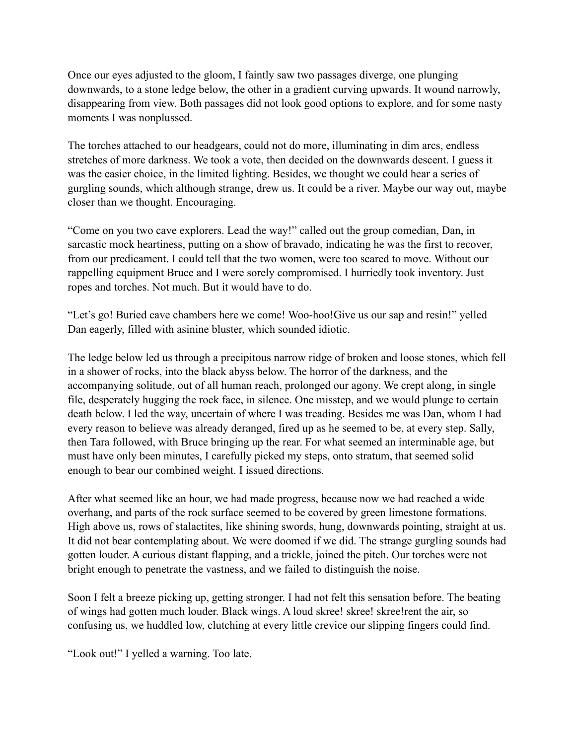Once our eyes adjusted to the gloom, I faintly saw two passages diverge, one plunging downwards, to a stone ledge below, the other in a gradient curving upwards. It wound narrowly, disappearing from view. Both passages did not look good options to explore, and for some nasty moments I was nonplussed.

The torches attached to our headgears, could not do more, illuminating in dim arcs, endless stretches of more darkness. We took a vote, then decided on the downwards descent. I guess it was the easier choice, in the limited lighting. Besides, we thought we could hear a series of gurgling sounds, which although strange, drew us. It could be a river. Maybe our way out, maybe closer than we thought. Encouraging.

"Come on you two cave explorers. Lead the way!" called out the group comedian, Dan, in sarcastic mock heartiness, putting on a show of bravado, indicating he was the first to recover, from our predicament. I could tell that the two women, were too scared to move. Without our rappelling equipment Bruce and I were sorely compromised. I hurriedly took inventory. Just ropes and torches. Not much. But it would have to do.

"Let's go! Buried cave chambers here we come! Woo-hoo!Give us our sap and resin!" yelled Dan eagerly, filled with asinine bluster, which sounded idiotic.

The ledge below led us through a precipitous narrow ridge of broken and loose stones, which fell in a shower of rocks, into the black abyss below. The horror of the darkness, and the accompanying solitude, out of all human reach, prolonged our agony. We crept along, in single file, desperately hugging the rock face, in silence. One misstep, and we would plunge to certain death below. I led the way, uncertain of where I was treading. Besides me was Dan, whom I had every reason to believe was already deranged, fired up as he seemed to be, at every step. Sally, then Tara followed, with Bruce bringing up the rear. For what seemed an interminable age, but must have only been minutes, I carefully picked my steps, onto stratum, that seemed solid enough to bear our combined weight. I issued directions.

After what seemed like an hour, we had made progress, because now we had reached a wide overhang, and parts of the rock surface seemed to be covered by green limestone formations. High above us, rows of stalactites, like shining swords, hung, downwards pointing, straight at us. It did not bear contemplating about. We were doomed if we did. The strange gurgling sounds had gotten louder. A curious distant flapping, and a trickle, joined the pitch. Our torches were not bright enough to penetrate the vastness, and we failed to distinguish the noise.

Soon I felt a breeze picking up, getting stronger. I had not felt this sensation before. The beating of wings had gotten much louder. Black wings. A loud skree! skree! skree!rent the air, so confusing us, we huddled low, clutching at every little crevice our slipping fingers could find.

"Look out!" I yelled a warning. Too late.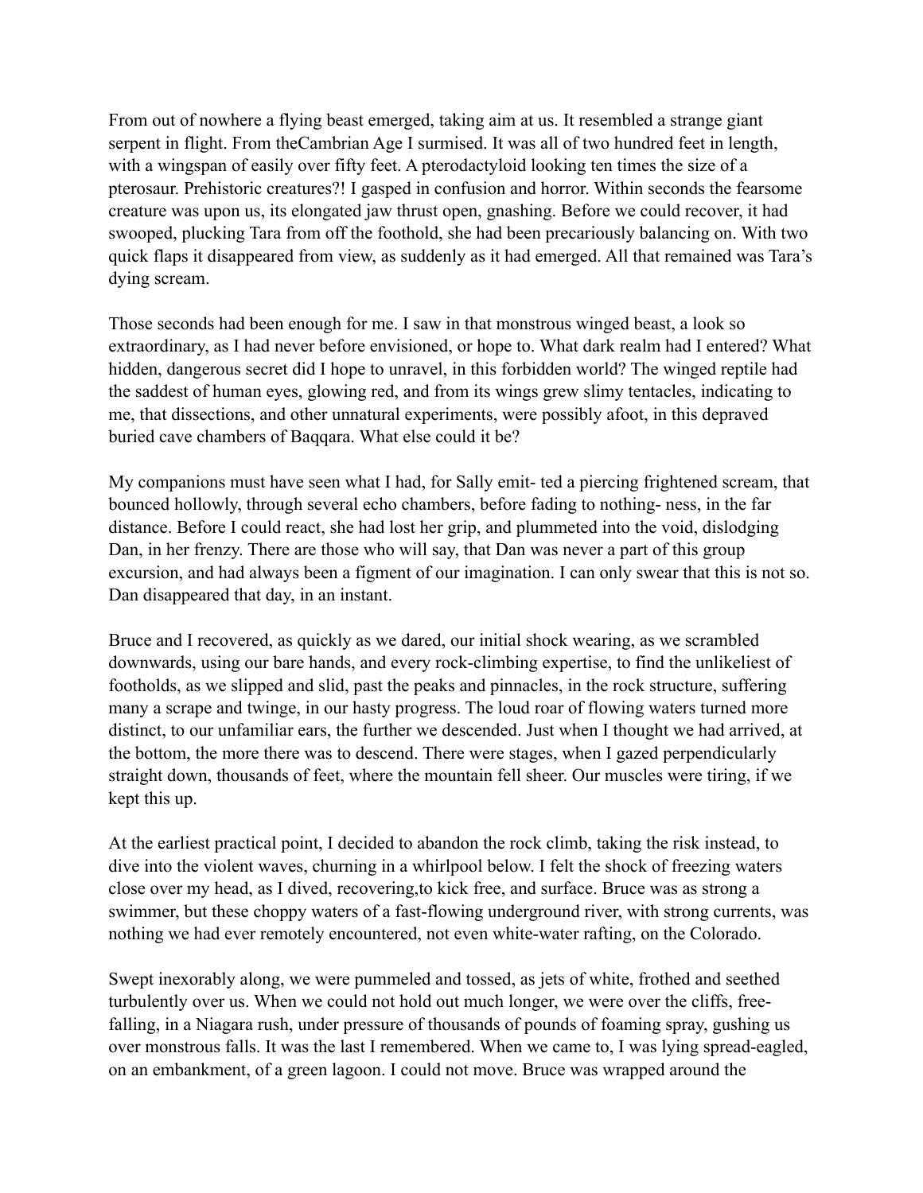From out of nowhere a flying beast emerged, taking aim at us. It resembled a strange giant serpent in flight. From theCambrian Age I surmised. It was all of two hundred feet in length, with a wingspan of easily over fifty feet. A pterodactyloid looking ten times the size of a pterosaur. Prehistoric creatures?! I gasped in confusion and horror. Within seconds the fearsome creature was upon us, its elongated jaw thrust open, gnashing. Before we could recover, it had swooped, plucking Tara from off the foothold, she had been precariously balancing on. With two quick flaps it disappeared from view, as suddenly as it had emerged. All that remained was Tara's dying scream.

Those seconds had been enough for me. I saw in that monstrous winged beast, a look so extraordinary, as I had never before envisioned, or hope to. What dark realm had I entered? What hidden, dangerous secret did I hope to unravel, in this forbidden world? The winged reptile had the saddest of human eyes, glowing red, and from its wings grew slimy tentacles, indicating to me, that dissections, and other unnatural experiments, were possibly afoot, in this depraved buried cave chambers of Baqqara. What else could it be?

My companions must have seen what I had, for Sally emit- ted a piercing frightened scream, that bounced hollowly, through several echo chambers, before fading to nothing- ness, in the far distance. Before I could react, she had lost her grip, and plummeted into the void, dislodging Dan, in her frenzy. There are those who will say, that Dan was never a part of this group excursion, and had always been a figment of our imagination. I can only swear that this is not so. Dan disappeared that day, in an instant.

Bruce and I recovered, as quickly as we dared, our initial shock wearing, as we scrambled downwards, using our bare hands, and every rock-climbing expertise, to find the unlikeliest of footholds, as we slipped and slid, past the peaks and pinnacles, in the rock structure, suffering many a scrape and twinge, in our hasty progress. The loud roar of flowing waters turned more distinct, to our unfamiliar ears, the further we descended. Just when I thought we had arrived, at the bottom, the more there was to descend. There were stages, when I gazed perpendicularly straight down, thousands of feet, where the mountain fell sheer. Our muscles were tiring, if we kept this up.

At the earliest practical point, I decided to abandon the rock climb, taking the risk instead, to dive into the violent waves, churning in a whirlpool below. I felt the shock of freezing waters close over my head, as I dived, recovering,to kick free, and surface. Bruce was as strong a swimmer, but these choppy waters of a fast-flowing underground river, with strong currents, was nothing we had ever remotely encountered, not even white-water rafting, on the Colorado.

Swept inexorably along, we were pummeled and tossed, as jets of white, frothed and seethed turbulently over us. When we could not hold out much longer, we were over the cliffs, free-falling, in a Niagara rush, under pressure of thousands of pounds of foaming spray, gushing us over monstrous falls. It was the last I remembered. When we came to, I was lying spread-eagled, on an embankment, of a green lagoon. I could not move. Bruce was wrapped around the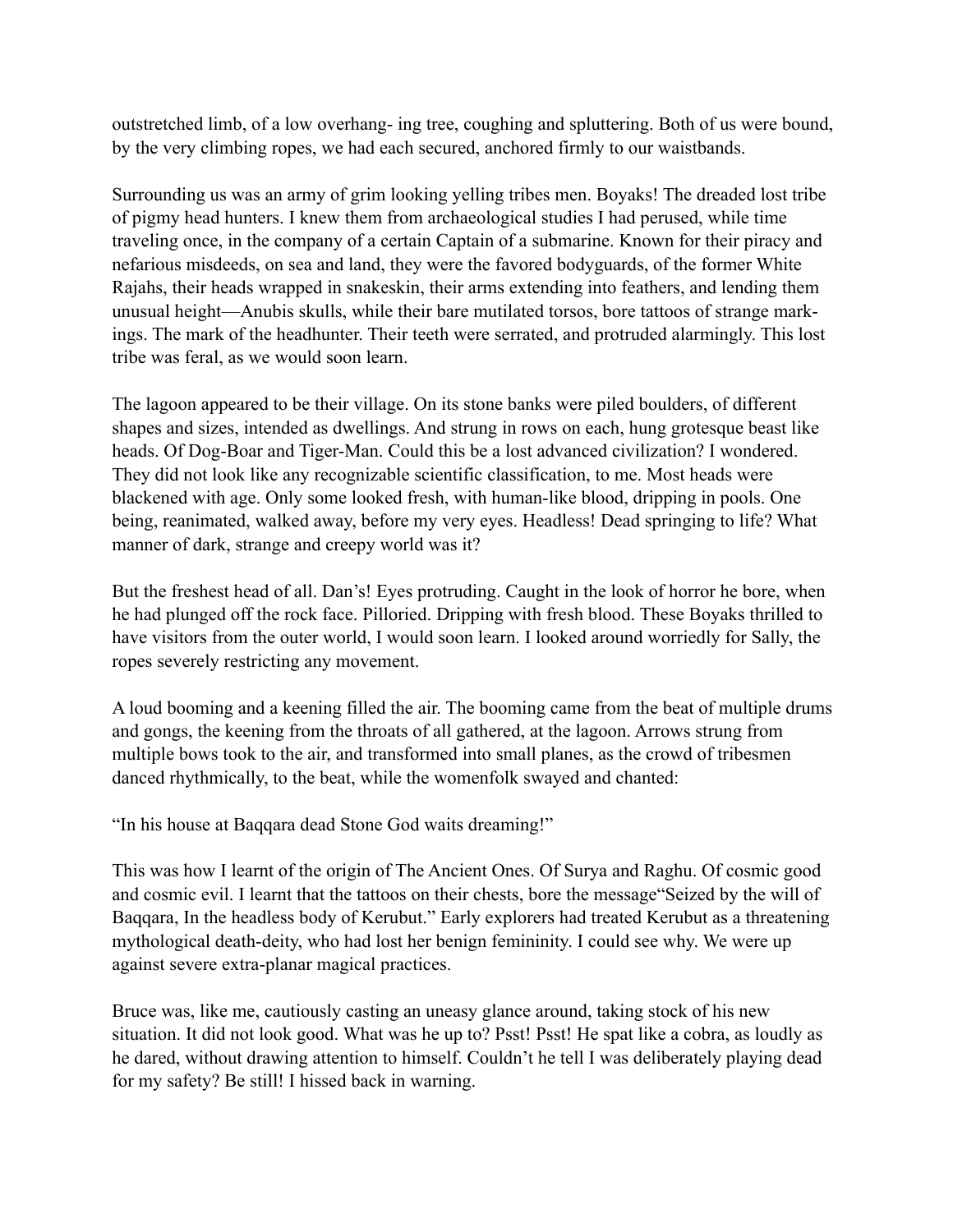outstretched limb, of a low overhang- ing tree, coughing and spluttering. Both of us were bound, by the very climbing ropes, we had each secured, anchored firmly to our waistbands.

Surrounding us was an army of grim looking yelling tribes men. Boyaks! The dreaded lost tribe of pigmy head hunters. I knew them from archaeological studies I had perused, while time traveling once, in the company of a certain Captain of a submarine. Known for their piracy and nefarious misdeeds, on sea and land, they were the favored bodyguards, of the former White Rajahs, their heads wrapped in snakeskin, their arms extending into feathers, and lending them unusual height—Anubis skulls, while their bare mutilated torsos, bore tattoos of strange mark- ings. The mark of the headhunter. Their teeth were serrated, and protruded alarmingly. This lost tribe was feral, as we would soon learn.

The lagoon appeared to be their village. On its stone banks were piled boulders, of different shapes and sizes, intended as dwellings. And strung in rows on each, hung grotesque beast like heads. Of Dog-Boar and Tiger-Man. Could this be a lost advanced civilization? I wondered. They did not look like any recognizable scientific classification, to me. Most heads were blackened with age. Only some looked fresh, with human-like blood, dripping in pools. One being, reanimated, walked away, before my very eyes. Headless! Dead springing to life? What manner of dark, strange and creepy world was it?

But the freshest head of all. Dan's! Eyes protruding. Caught in the look of horror he bore, when he had plunged off the rock face. Pilloried. Dripping with fresh blood. These Boyaks thrilled to have visitors from the outer world, I would soon learn. I looked around worriedly for Sally, the ropes severely restricting any movement.

A loud booming and a keening filled the air. The booming came from the beat of multiple drums and gongs, the keening from the throats of all gathered, at the lagoon. Arrows strung from multiple bows took to the air, and transformed into small planes, as the crowd of tribesmen danced rhythmically, to the beat, while the womenfolk swayed and chanted:

"In his house at Baqqara dead Stone God waits dreaming!"

This was how I learnt of the origin of The Ancient Ones. Of Surya and Raghu. Of cosmic good and cosmic evil. I learnt that the tattoos on their chests, bore the message"Seized by the will of Baqqara, In the headless body of Kerubut." Early explorers had treated Kerubut as a threatening mythological death-deity, who had lost her benign femininity. I could see why. We were up against severe extra-planar magical practices.

Bruce was, like me, cautiously casting an uneasy glance around, taking stock of his new situation. It did not look good. What was he up to? Psst! Psst! He spat like a cobra, as loudly as he dared, without drawing attention to himself. Couldn't he tell I was deliberately playing dead for my safety? Be still! I hissed back in warning.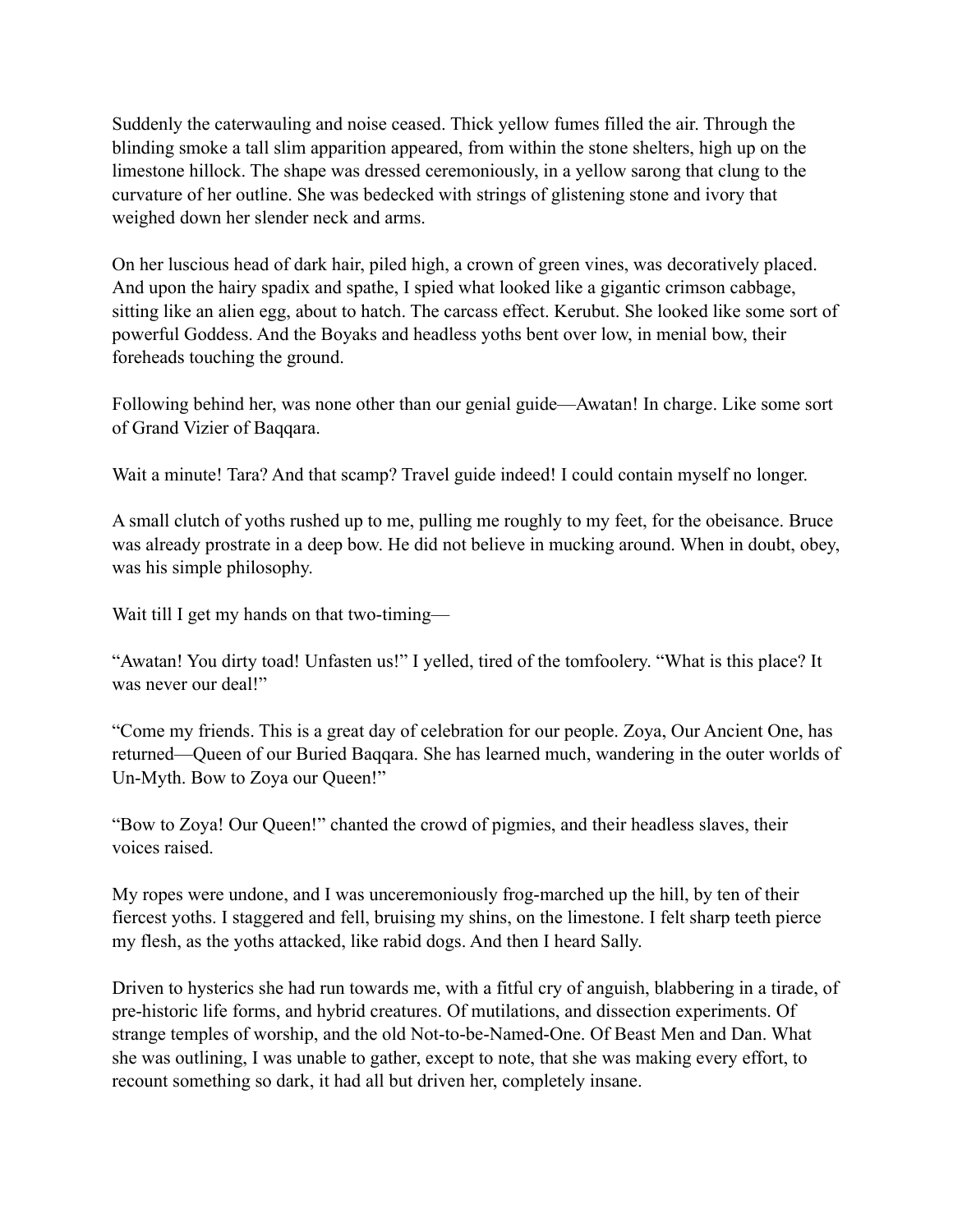Suddenly the caterwauling and noise ceased. Thick yellow fumes filled the air. Through the blinding smoke a tall slim apparition appeared, from within the stone shelters, high up on the limestone hillock. The shape was dressed ceremoniously, in a yellow sarong that clung to the curvature of her outline. She was bedecked with strings of glistening stone and ivory that weighed down her slender neck and arms.

On her luscious head of dark hair, piled high, a crown of green vines, was decoratively placed. And upon the hairy spadix and spathe, I spied what looked like a gigantic crimson cabbage, sitting like an alien egg, about to hatch. The carcass effect. Kerubut. She looked like some sort of powerful Goddess. And the Boyaks and headless yoths bent over low, in menial bow, their foreheads touching the ground.

Following behind her, was none other than our genial guide—Awatan! In charge. Like some sort of Grand Vizier of Baqqara.

Wait a minute! Tara? And that scamp? Travel guide indeed! I could contain myself no longer.

A small clutch of yoths rushed up to me, pulling me roughly to my feet, for the obeisance. Bruce was already prostrate in a deep bow. He did not believe in mucking around. When in doubt, obey, was his simple philosophy.

Wait till I get my hands on that two-timing—

"Awatan! You dirty toad! Unfasten us!" I yelled, tired of the tomfoolery. "What is this place? It was never our deal!"

"Come my friends. This is a great day of celebration for our people. Zoya, Our Ancient One, has returned—Queen of our Buried Baqqara. She has learned much, wandering in the outer worlds of Un-Myth. Bow to Zoya our Queen!"

"Bow to Zoya! Our Queen!" chanted the crowd of pigmies, and their headless slaves, their voices raised.

My ropes were undone, and I was unceremoniously frog-marched up the hill, by ten of their fiercest yoths. I staggered and fell, bruising my shins, on the limestone. I felt sharp teeth pierce my flesh, as the yoths attacked, like rabid dogs. And then I heard Sally.

Driven to hysterics she had run towards me, with a fitful cry of anguish, blabbering in a tirade, of pre-historic life forms, and hybrid creatures. Of mutilations, and dissection experiments. Of strange temples of worship, and the old Not-to-be-Named-One. Of Beast Men and Dan. What she was outlining, I was unable to gather, except to note, that she was making every effort, to recount something so dark, it had all but driven her, completely insane.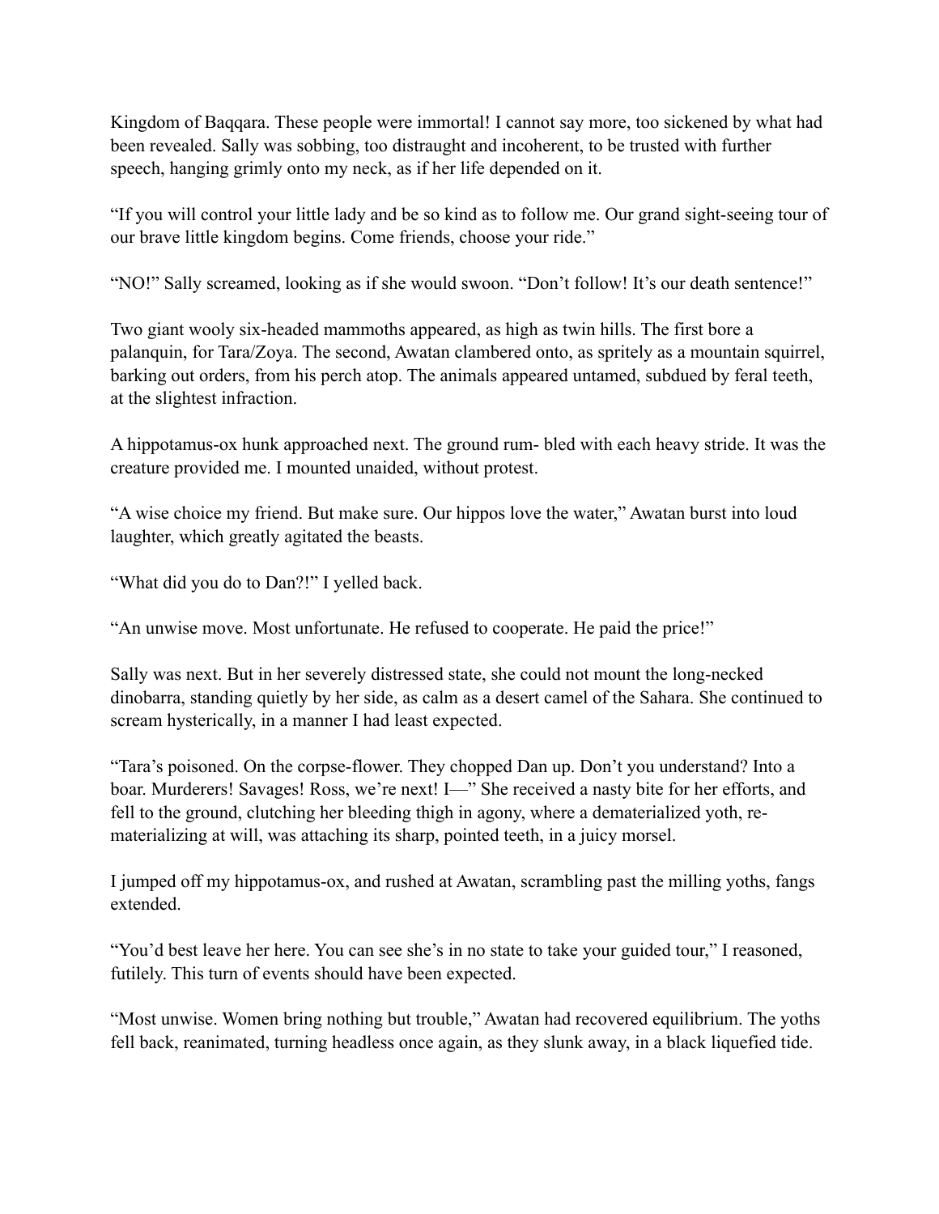Kingdom of Baqqara. These people were immortal! I cannot say more, too sickened by what had been revealed. Sally was sobbing, too distraught and incoherent, to be trusted with further speech, hanging grimly onto my neck, as if her life depended on it.

"If you will control your little lady and be so kind as to follow me. Our grand sight-seeing tour of our brave little kingdom begins. Come friends, choose your ride."

"NO!" Sally screamed, looking as if she would swoon. "Don't follow! It's our death sentence!"

Two giant wooly six-headed mammoths appeared, as high as twin hills. The first bore a palanquin, for Tara/Zoya. The second, Awatan clambered onto, as spritely as a mountain squirrel, barking out orders, from his perch atop. The animals appeared untamed, subdued by feral teeth, at the slightest infraction.

A hippotamus-ox hunk approached next. The ground rum- bled with each heavy stride. It was the creature provided me. I mounted unaided, without protest.

"A wise choice my friend. But make sure. Our hippos love the water," Awatan burst into loud laughter, which greatly agitated the beasts.

"What did you do to Dan?!" I yelled back.

"An unwise move. Most unfortunate. He refused to cooperate. He paid the price!"

Sally was next. But in her severely distressed state, she could not mount the long-necked dinobarra, standing quietly by her side, as calm as a desert camel of the Sahara. She continued to scream hysterically, in a manner I had least expected.

"Tara's poisoned. On the corpse-flower. They chopped Dan up. Don't you understand? Into a boar. Murderers! Savages! Ross, we're next! I—" She received a nasty bite for her efforts, and fell to the ground, clutching her bleeding thigh in agony, where a dematerialized yoth, re-materializing at will, was attaching its sharp, pointed teeth, in a juicy morsel.

I jumped off my hippotamus-ox, and rushed at Awatan, scrambling past the milling yoths, fangs extended.

"You'd best leave her here. You can see she's in no state to take your guided tour," I reasoned, futilely. This turn of events should have been expected.

"Most unwise. Women bring nothing but trouble," Awatan had recovered equilibrium. The yoths fell back, reanimated, turning headless once again, as they slunk away, in a black liquefied tide.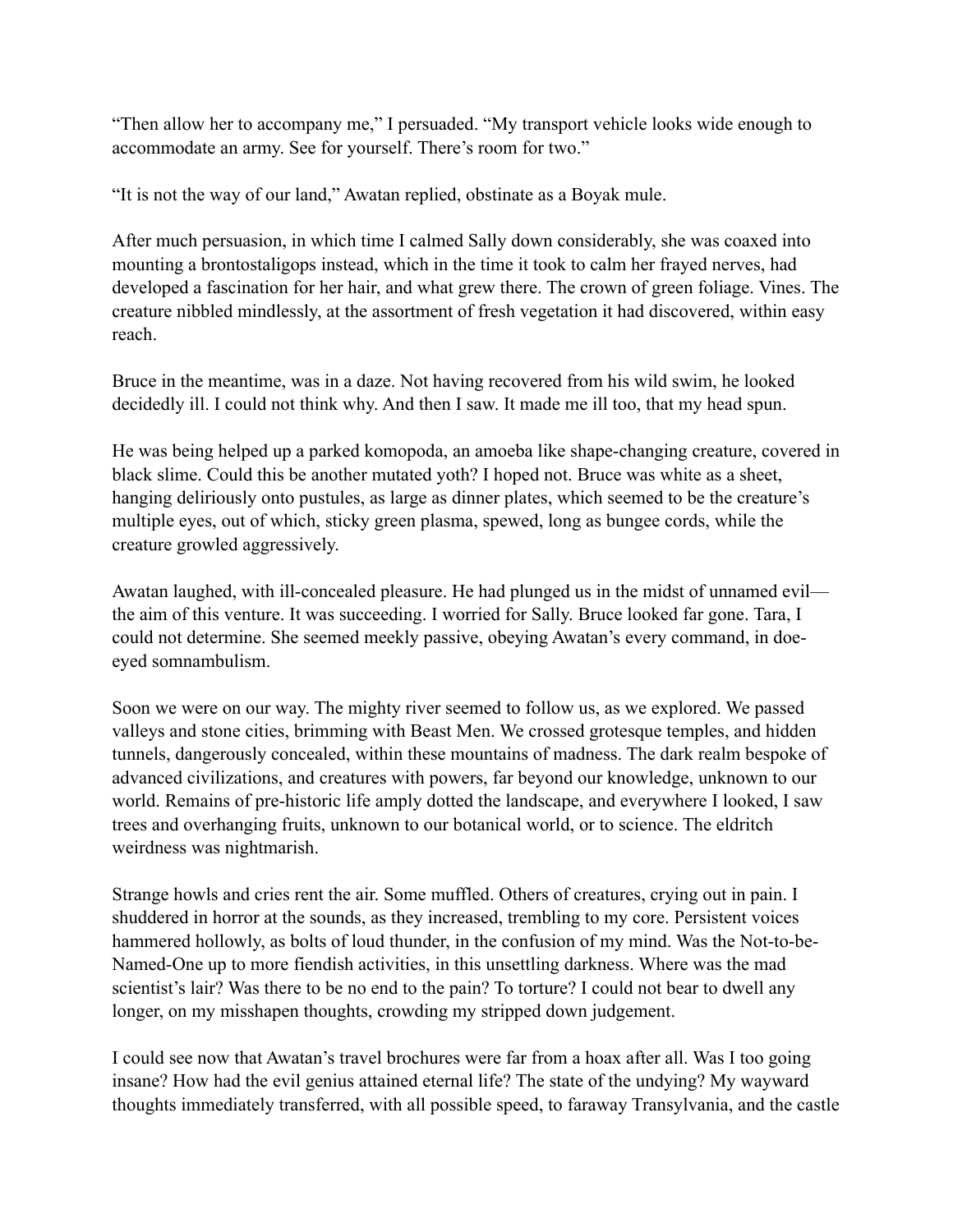"Then allow her to accompany me," I persuaded. "My transport vehicle looks wide enough to accommodate an army. See for yourself. There's room for two."

"It is not the way of our land," Awatan replied, obstinate as a Boyak mule.

After much persuasion, in which time I calmed Sally down considerably, she was coaxed into mounting a brontostaligops instead, which in the time it took to calm her frayed nerves, had developed a fascination for her hair, and what grew there. The crown of green foliage. Vines. The creature nibbled mindlessly, at the assortment of fresh vegetation it had discovered, within easy reach.

Bruce in the meantime, was in a daze. Not having recovered from his wild swim, he looked decidedly ill. I could not think why. And then I saw. It made me ill too, that my head spun.

He was being helped up a parked komopoda, an amoeba like shape-changing creature, covered in black slime. Could this be another mutated yoth? I hoped not. Bruce was white as a sheet, hanging deliriously onto pustules, as large as dinner plates, which seemed to be the creature's multiple eyes, out of which, sticky green plasma, spewed, long as bungee cords, while the creature growled aggressively.

Awatan laughed, with ill-concealed pleasure. He had plunged us in the midst of unnamed evil—the aim of this venture. It was succeeding. I worried for Sally. Bruce looked far gone. Tara, I could not determine. She seemed meekly passive, obeying Awatan's every command, in doe-eyed somnambulism.

Soon we were on our way. The mighty river seemed to follow us, as we explored. We passed valleys and stone cities, brimming with Beast Men. We crossed grotesque temples, and hidden tunnels, dangerously concealed, within these mountains of madness. The dark realm bespoke of advanced civilizations, and creatures with powers, far beyond our knowledge, unknown to our world. Remains of pre-historic life amply dotted the landscape, and everywhere I looked, I saw trees and overhanging fruits, unknown to our botanical world, or to science. The eldritch weirdness was nightmarish.

Strange howls and cries rent the air. Some muffled. Others of creatures, crying out in pain. I shuddered in horror at the sounds, as they increased, trembling to my core. Persistent voices hammered hollowly, as bolts of loud thunder, in the confusion of my mind. Was the Not-to-be-Named-One up to more fiendish activities, in this unsettling darkness. Where was the mad scientist's lair? Was there to be no end to the pain? To torture? I could not bear to dwell any longer, on my misshapen thoughts, crowding my stripped down judgement.

I could see now that Awatan's travel brochures were far from a hoax after all. Was I too going insane? How had the evil genius attained eternal life? The state of the undying? My wayward thoughts immediately transferred, with all possible speed, to faraway Transylvania, and the castle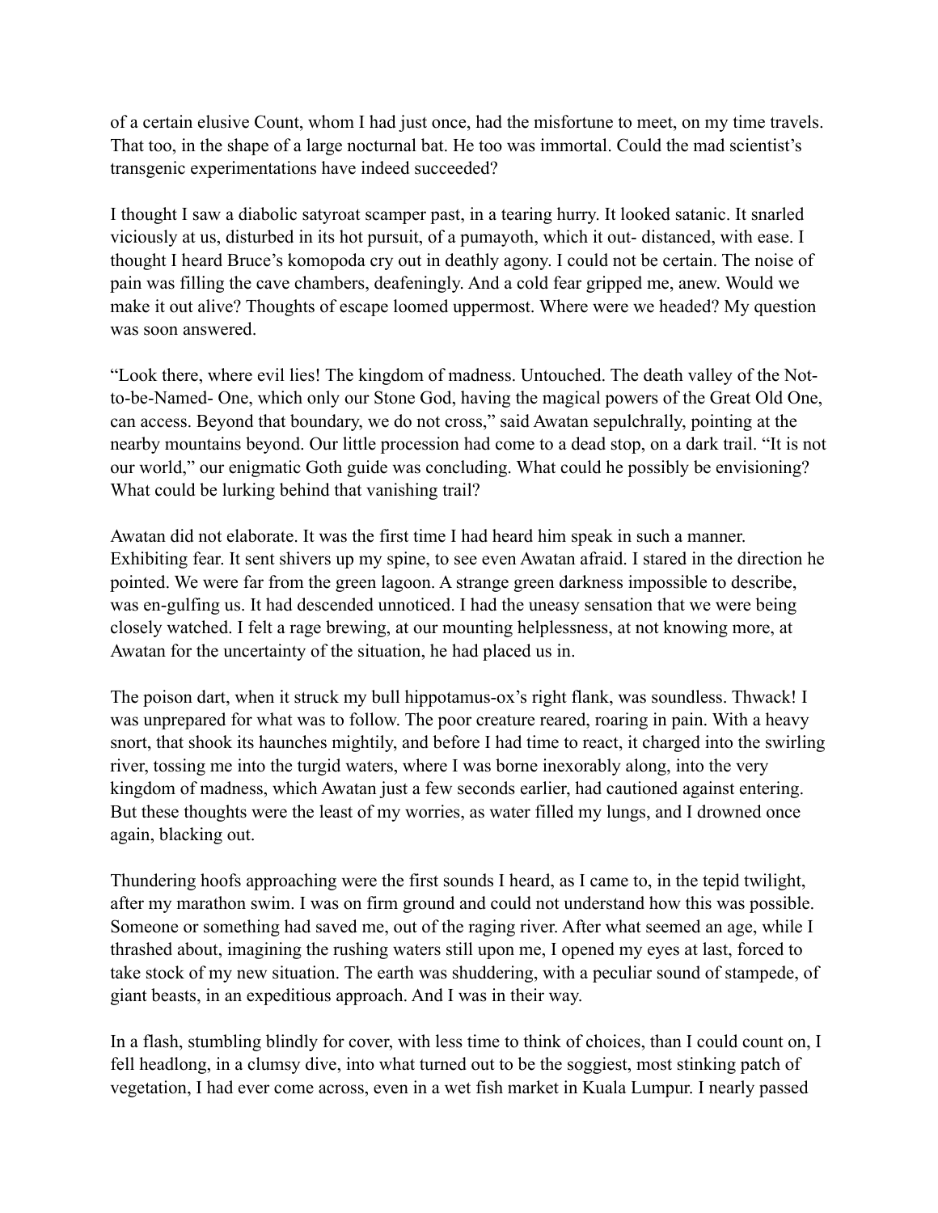of a certain elusive Count, whom I had just once, had the misfortune to meet, on my time travels. That too, in the shape of a large nocturnal bat. He too was immortal. Could the mad scientist's transgenic experimentations have indeed succeeded?

I thought I saw a diabolic satyroat scamper past, in a tearing hurry. It looked satanic. It snarled viciously at us, disturbed in its hot pursuit, of a pumayoth, which it out- distanced, with ease. I thought I heard Bruce's komopoda cry out in deathly agony. I could not be certain. The noise of pain was filling the cave chambers, deafeningly. And a cold fear gripped me, anew. Would we make it out alive? Thoughts of escape loomed uppermost. Where were we headed? My question was soon answered.

"Look there, where evil lies! The kingdom of madness. Untouched. The death valley of the Not-to-be-Named- One, which only our Stone God, having the magical powers of the Great Old One, can access. Beyond that boundary, we do not cross," said Awatan sepulchrally, pointing at the nearby mountains beyond. Our little procession had come to a dead stop, on a dark trail. "It is not our world," our enigmatic Goth guide was concluding. What could he possibly be envisioning? What could be lurking behind that vanishing trail?

Awatan did not elaborate. It was the first time I had heard him speak in such a manner. Exhibiting fear. It sent shivers up my spine, to see even Awatan afraid. I stared in the direction he pointed. We were far from the green lagoon. A strange green darkness impossible to describe, was en-gulfing us. It had descended unnoticed. I had the uneasy sensation that we were being closely watched. I felt a rage brewing, at our mounting helplessness, at not knowing more, at Awatan for the uncertainty of the situation, he had placed us in.

The poison dart, when it struck my bull hippotamus-ox's right flank, was soundless. Thwack! I was unprepared for what was to follow. The poor creature reared, roaring in pain. With a heavy snort, that shook its haunches mightily, and before I had time to react, it charged into the swirling river, tossing me into the turgid waters, where I was borne inexorably along, into the very kingdom of madness, which Awatan just a few seconds earlier, had cautioned against entering. But these thoughts were the least of my worries, as water filled my lungs, and I drowned once again, blacking out.

Thundering hoofs approaching were the first sounds I heard, as I came to, in the tepid twilight, after my marathon swim. I was on firm ground and could not understand how this was possible. Someone or something had saved me, out of the raging river. After what seemed an age, while I thrashed about, imagining the rushing waters still upon me, I opened my eyes at last, forced to take stock of my new situation. The earth was shuddering, with a peculiar sound of stampede, of giant beasts, in an expeditious approach. And I was in their way.

In a flash, stumbling blindly for cover, with less time to think of choices, than I could count on, I fell headlong, in a clumsy dive, into what turned out to be the soggiest, most stinking patch of vegetation, I had ever come across, even in a wet fish market in Kuala Lumpur. I nearly passed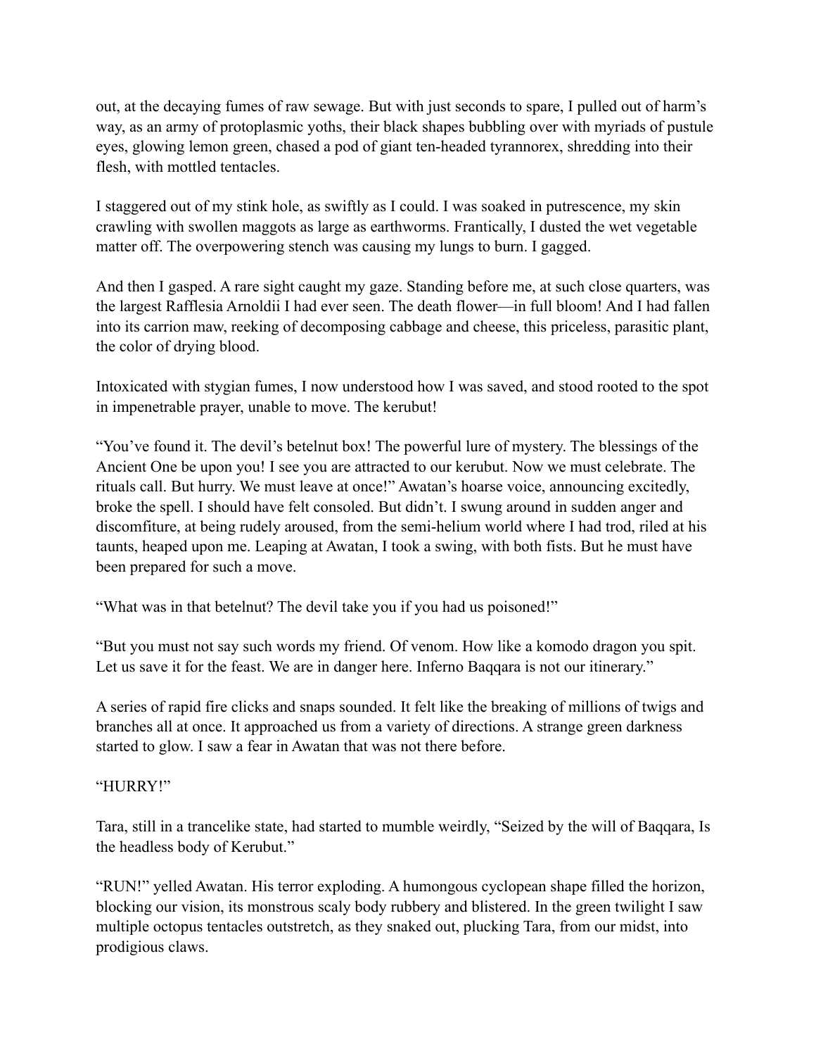out, at the decaying fumes of raw sewage. But with just seconds to spare, I pulled out of harm's way, as an army of protoplasmic yoths, their black shapes bubbling over with myriads of pustule eyes, glowing lemon green, chased a pod of giant ten-headed tyrannorex, shredding into their flesh, with mottled tentacles.

I staggered out of my stink hole, as swiftly as I could. I was soaked in putrescence, my skin crawling with swollen maggots as large as earthworms. Frantically, I dusted the wet vegetable matter off. The overpowering stench was causing my lungs to burn. I gagged.

And then I gasped. A rare sight caught my gaze. Standing before me, at such close quarters, was the largest Rafflesia Arnoldii I had ever seen. The death flower—in full bloom! And I had fallen into its carrion maw, reeking of decomposing cabbage and cheese, this priceless, parasitic plant, the color of drying blood.

Intoxicated with stygian fumes, I now understood how I was saved, and stood rooted to the spot in impenetrable prayer, unable to move. The kerubut!

"You've found it. The devil's betelnut box! The powerful lure of mystery. The blessings of the Ancient One be upon you! I see you are attracted to our kerubut. Now we must celebrate. The rituals call. But hurry. We must leave at once!" Awatan's hoarse voice, announcing excitedly, broke the spell. I should have felt consoled. But didn't. I swung around in sudden anger and discomfiture, at being rudely aroused, from the semi-helium world where I had trod, riled at his taunts, heaped upon me. Leaping at Awatan, I took a swing, with both fists. But he must have been prepared for such a move.

"What was in that betelnut? The devil take you if you had us poisoned!"

"But you must not say such words my friend. Of venom. How like a komodo dragon you spit. Let us save it for the feast. We are in danger here. Inferno Baqqara is not our itinerary."

A series of rapid fire clicks and snaps sounded. It felt like the breaking of millions of twigs and branches all at once. It approached us from a variety of directions. A strange green darkness started to glow. I saw a fear in Awatan that was not there before.

"HURRY!"

Tara, still in a trancelike state, had started to mumble weirdly, "Seized by the will of Baqqara, Is the headless body of Kerubut."

"RUN!" yelled Awatan. His terror exploding. A humongous cyclopean shape filled the horizon, blocking our vision, its monstrous scaly body rubbery and blistered. In the green twilight I saw multiple octopus tentacles outstretch, as they snaked out, plucking Tara, from our midst, into prodigious claws.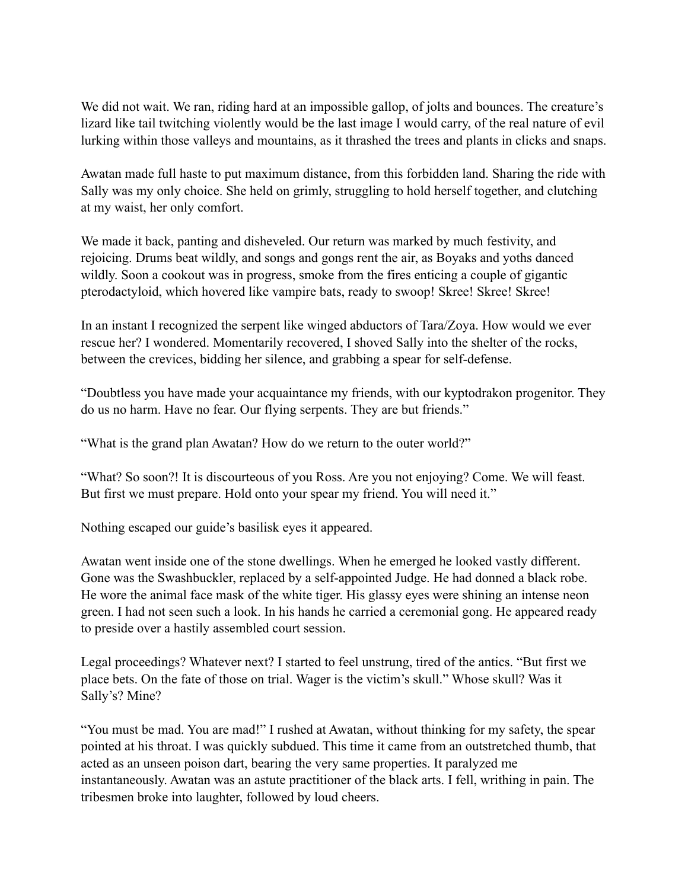We did not wait. We ran, riding hard at an impossible gallop, of jolts and bounces. The creature's lizard like tail twitching violently would be the last image I would carry, of the real nature of evil lurking within those valleys and mountains, as it thrashed the trees and plants in clicks and snaps.

Awatan made full haste to put maximum distance, from this forbidden land. Sharing the ride with Sally was my only choice. She held on grimly, struggling to hold herself together, and clutching at my waist, her only comfort.

We made it back, panting and disheveled. Our return was marked by much festivity, and rejoicing. Drums beat wildly, and songs and gongs rent the air, as Boyaks and yoths danced wildly. Soon a cookout was in progress, smoke from the fires enticing a couple of gigantic pterodactyloid, which hovered like vampire bats, ready to swoop! Skree! Skree! Skree!

In an instant I recognized the serpent like winged abductors of Tara/Zoya. How would we ever rescue her? I wondered. Momentarily recovered, I shoved Sally into the shelter of the rocks, between the crevices, bidding her silence, and grabbing a spear for self-defense.

"Doubtless you have made your acquaintance my friends, with our kyptodrakon progenitor. They do us no harm. Have no fear. Our flying serpents. They are but friends."

"What is the grand plan Awatan? How do we return to the outer world?"

"What? So soon?! It is discourteous of you Ross. Are you not enjoying? Come. We will feast. But first we must prepare. Hold onto your spear my friend. You will need it."

Nothing escaped our guide's basilisk eyes it appeared.

Awatan went inside one of the stone dwellings. When he emerged he looked vastly different. Gone was the Swashbuckler, replaced by a self-appointed Judge. He had donned a black robe. He wore the animal face mask of the white tiger. His glassy eyes were shining an intense neon green. I had not seen such a look. In his hands he carried a ceremonial gong. He appeared ready to preside over a hastily assembled court session.

Legal proceedings? Whatever next? I started to feel unstrung, tired of the antics. "But first we place bets. On the fate of those on trial. Wager is the victim's skull." Whose skull? Was it Sally's? Mine?

"You must be mad. You are mad!" I rushed at Awatan, without thinking for my safety, the spear pointed at his throat. I was quickly subdued. This time it came from an outstretched thumb, that acted as an unseen poison dart, bearing the very same properties. It paralyzed me instantaneously. Awatan was an astute practitioner of the black arts. I fell, writhing in pain. The tribesmen broke into laughter, followed by loud cheers.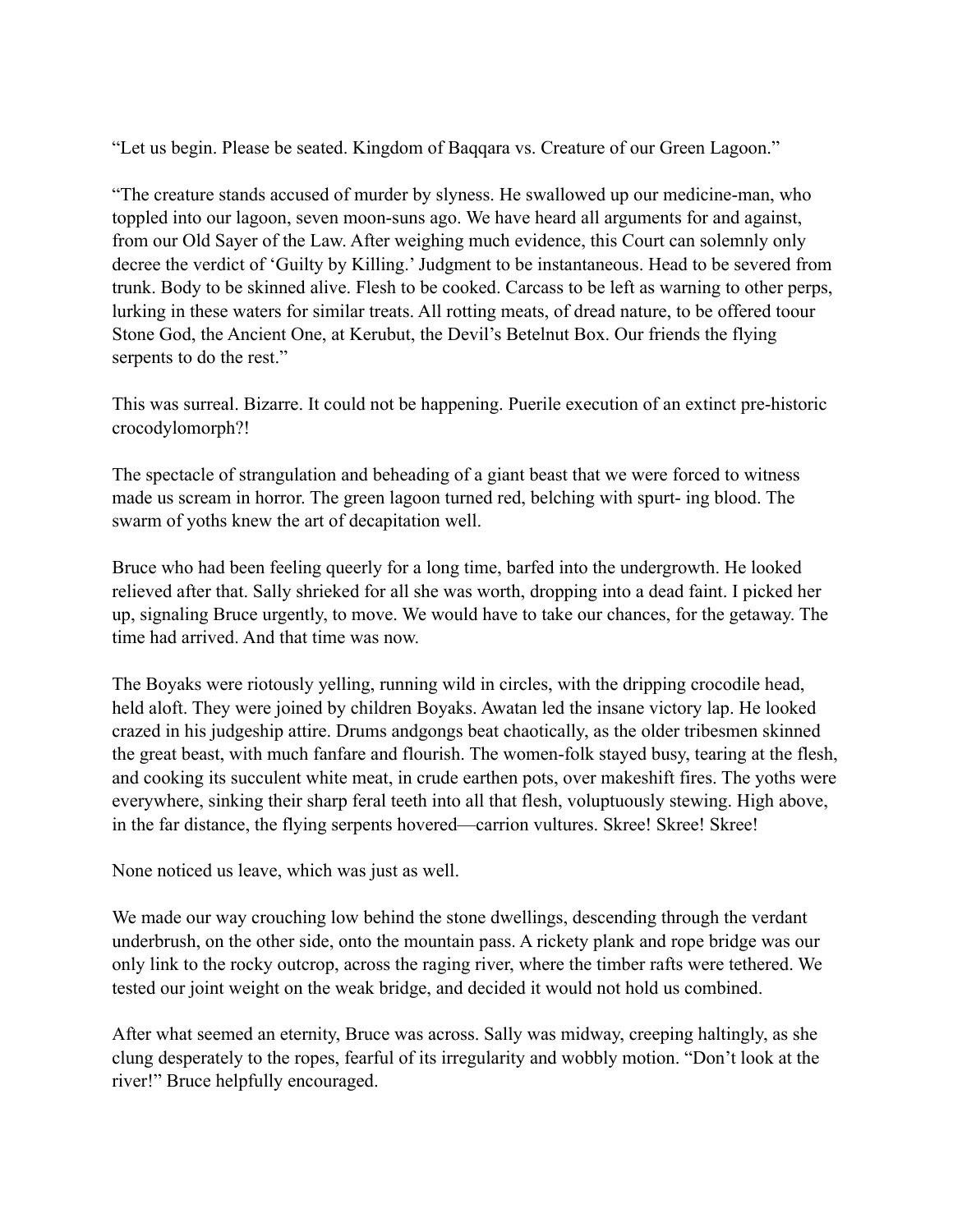"Let us begin. Please be seated. Kingdom of Baqqara vs. Creature of our Green Lagoon."

"The creature stands accused of murder by slyness. He swallowed up our medicine-man, who toppled into our lagoon, seven moon-suns ago. We have heard all arguments for and against, from our Old Sayer of the Law. After weighing much evidence, this Court can solemnly only decree the verdict of 'Guilty by Killing.' Judgment to be instantaneous. Head to be severed from trunk. Body to be skinned alive. Flesh to be cooked. Carcass to be left as warning to other perps, lurking in these waters for similar treats. All rotting meats, of dread nature, to be offered toour Stone God, the Ancient One, at Kerubut, the Devil's Betelnut Box. Our friends the flying serpents to do the rest."

This was surreal. Bizarre. It could not be happening. Puerile execution of an extinct pre-historic crocodylomorph?!

The spectacle of strangulation and beheading of a giant beast that we were forced to witness made us scream in horror. The green lagoon turned red, belching with spurt- ing blood. The swarm of yoths knew the art of decapitation well.

Bruce who had been feeling queerly for a long time, barfed into the undergrowth. He looked relieved after that. Sally shrieked for all she was worth, dropping into a dead faint. I picked her up, signaling Bruce urgently, to move. We would have to take our chances, for the getaway. The time had arrived. And that time was now.

The Boyaks were riotously yelling, running wild in circles, with the dripping crocodile head, held aloft. They were joined by children Boyaks. Awatan led the insane victory lap. He looked crazed in his judgeship attire. Drums andgongs beat chaotically, as the older tribesmen skinned the great beast, with much fanfare and flourish. The women-folk stayed busy, tearing at the flesh, and cooking its succulent white meat, in crude earthen pots, over makeshift fires. The yoths were everywhere, sinking their sharp feral teeth into all that flesh, voluptuously stewing. High above, in the far distance, the flying serpents hovered—carrion vultures. Skree! Skree! Skree!

None noticed us leave, which was just as well.

We made our way crouching low behind the stone dwellings, descending through the verdant underbrush, on the other side, onto the mountain pass. A rickety plank and rope bridge was our only link to the rocky outcrop, across the raging river, where the timber rafts were tethered. We tested our joint weight on the weak bridge, and decided it would not hold us combined.

After what seemed an eternity, Bruce was across. Sally was midway, creeping haltingly, as she clung desperately to the ropes, fearful of its irregularity and wobbly motion. "Don't look at the river!" Bruce helpfully encouraged.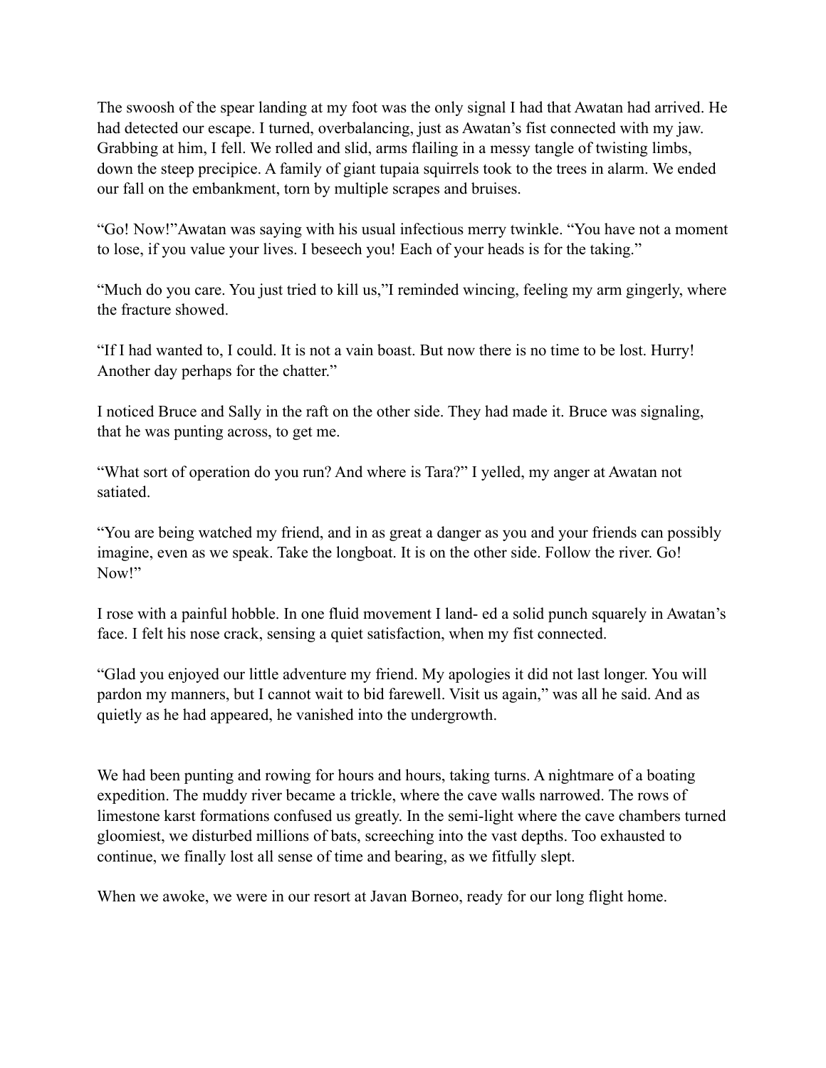The swoosh of the spear landing at my foot was the only signal I had that Awatan had arrived. He had detected our escape. I turned, overbalancing, just as Awatan's fist connected with my jaw. Grabbing at him, I fell. We rolled and slid, arms flailing in a messy tangle of twisting limbs, down the steep precipice. A family of giant tupaia squirrels took to the trees in alarm. We ended our fall on the embankment, torn by multiple scrapes and bruises.

"Go! Now!"Awatan was saying with his usual infectious merry twinkle. "You have not a moment to lose, if you value your lives. I beseech you! Each of your heads is for the taking."

"Much do you care. You just tried to kill us,"I reminded wincing, feeling my arm gingerly, where the fracture showed.

"If I had wanted to, I could. It is not a vain boast. But now there is no time to be lost. Hurry! Another day perhaps for the chatter."

I noticed Bruce and Sally in the raft on the other side. They had made it. Bruce was signaling, that he was punting across, to get me.

"What sort of operation do you run? And where is Tara?" I yelled, my anger at Awatan not satiated.

"You are being watched my friend, and in as great a danger as you and your friends can possibly imagine, even as we speak. Take the longboat. It is on the other side. Follow the river. Go! Now!"

I rose with a painful hobble. In one fluid movement I land- ed a solid punch squarely in Awatan's face. I felt his nose crack, sensing a quiet satisfaction, when my fist connected.

"Glad you enjoyed our little adventure my friend. My apologies it did not last longer. You will pardon my manners, but I cannot wait to bid farewell. Visit us again," was all he said. And as quietly as he had appeared, he vanished into the undergrowth.

We had been punting and rowing for hours and hours, taking turns. A nightmare of a boating expedition. The muddy river became a trickle, where the cave walls narrowed. The rows of limestone karst formations confused us greatly. In the semi-light where the cave chambers turned gloomiest, we disturbed millions of bats, screeching into the vast depths. Too exhausted to continue, we finally lost all sense of time and bearing, as we fitfully slept.

When we awoke, we were in our resort at Javan Borneo, ready for our long flight home.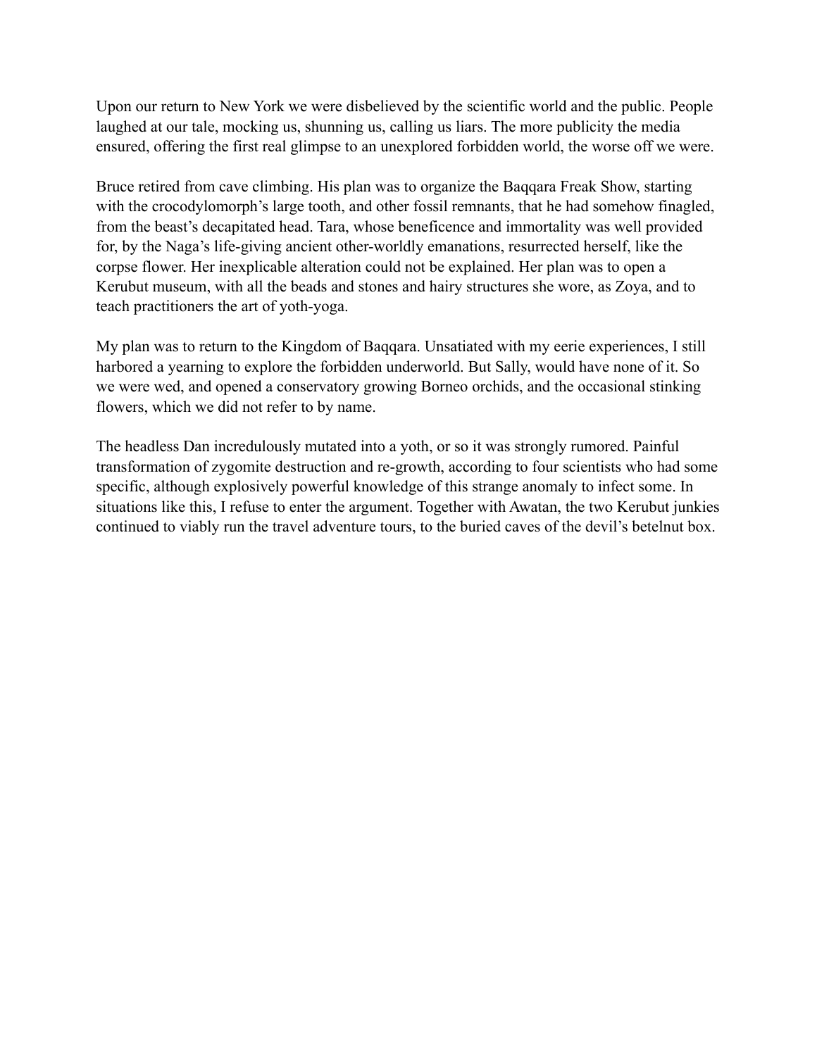Upon our return to New York we were disbelieved by the scientific world and the public. People laughed at our tale, mocking us, shunning us, calling us liars. The more publicity the media ensured, offering the first real glimpse to an unexplored forbidden world, the worse off we were.

Bruce retired from cave climbing. His plan was to organize the Baqqara Freak Show, starting with the crocodylomorph's large tooth, and other fossil remnants, that he had somehow finagled, from the beast's decapitated head. Tara, whose beneficence and immortality was well provided for, by the Naga's life-giving ancient other-worldly emanations, resurrected herself, like the corpse flower. Her inexplicable alteration could not be explained. Her plan was to open a Kerubut museum, with all the beads and stones and hairy structures she wore, as Zoya, and to teach practitioners the art of yoth-yoga.

My plan was to return to the Kingdom of Baqqara. Unsatiated with my eerie experiences, I still harbored a yearning to explore the forbidden underworld. But Sally, would have none of it. So we were wed, and opened a conservatory growing Borneo orchids, and the occasional stinking flowers, which we did not refer to by name.

The headless Dan incredulously mutated into a yoth, or so it was strongly rumored. Painful transformation of zygomite destruction and re-growth, according to four scientists who had some specific, although explosively powerful knowledge of this strange anomaly to infect some. In situations like this, I refuse to enter the argument. Together with Awatan, the two Kerubut junkies continued to viably run the travel adventure tours, to the buried caves of the devil's betelnut box.